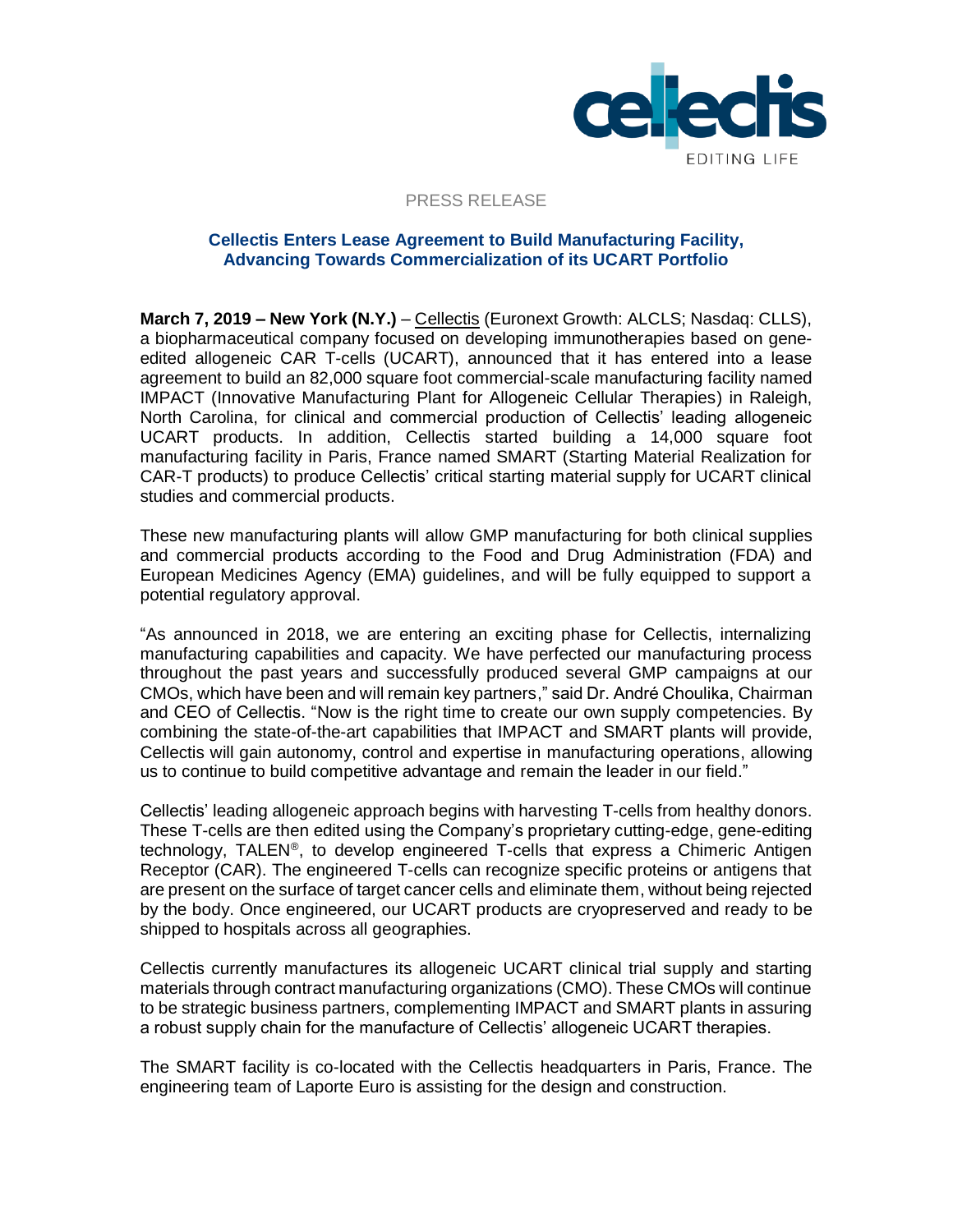PRESS RELEASE

## Cellectis Enters Lease Agreement to Build Manufacturing Facility, Advancing Towards Commercialization of its UCART Portfolio

**March 7, 2019 – New York (N.Y.)** – Cellectis (Euronext Growth: ALCLS; Nasdaq: CLLS), a biopharmaceutical company focused on developing immunotherapies based on gene-edited allogeneic CAR T-cells (UCART), announced that it has entered into a lease agreement to build an 82,000 square foot commercial-scale manufacturing facility named IMPACT (Innovative Manufacturing Plant for Allogeneic Cellular Therapies) in Raleigh, North Carolina, for clinical and commercial production of Cellectis' leading allogeneic UCART products. In addition, Cellectis started building a 14,000 square foot manufacturing facility in Paris, France named SMART (Starting Material Realization for CAR-T products) to produce Cellectis' critical starting material supply for UCART clinical studies and commercial products.

These new manufacturing plants will allow GMP manufacturing for both clinical supplies and commercial products according to the Food and Drug Administration (FDA) and European Medicines Agency (EMA) guidelines, and will be fully equipped to support a potential regulatory approval.

"As announced in 2018, we are entering an exciting phase for Cellectis, internalizing manufacturing capabilities and capacity. We have perfected our manufacturing process throughout the past years and successfully produced several GMP campaigns at our CMOs, which have been and will remain key partners," said Dr. André Choulika, Chairman and CEO of Cellectis. "Now is the right time to create our own supply competencies. By combining the state-of-the-art capabilities that IMPACT and SMART plants will provide, Cellectis will gain autonomy, control and expertise in manufacturing operations, allowing us to continue to build competitive advantage and remain the leader in our field."

Cellectis' leading allogeneic approach begins with harvesting T-cells from healthy donors. These T-cells are then edited using the Company's proprietary cutting-edge, gene-editing technology, TALEN®, to develop engineered T-cells that express a Chimeric Antigen Receptor (CAR). The engineered T-cells can recognize specific proteins or antigens that are present on the surface of target cancer cells and eliminate them, without being rejected by the body. Once engineered, our UCART products are cryopreserved and ready to be shipped to hospitals across all geographies.

Cellectis currently manufactures its allogeneic UCART clinical trial supply and starting materials through contract manufacturing organizations (CMO). These CMOs will continue to be strategic business partners, complementing IMPACT and SMART plants in assuring a robust supply chain for the manufacture of Cellectis' allogeneic UCART therapies.

The SMART facility is co-located with the Cellectis headquarters in Paris, France. The engineering team of Laporte Euro is assisting for the design and construction.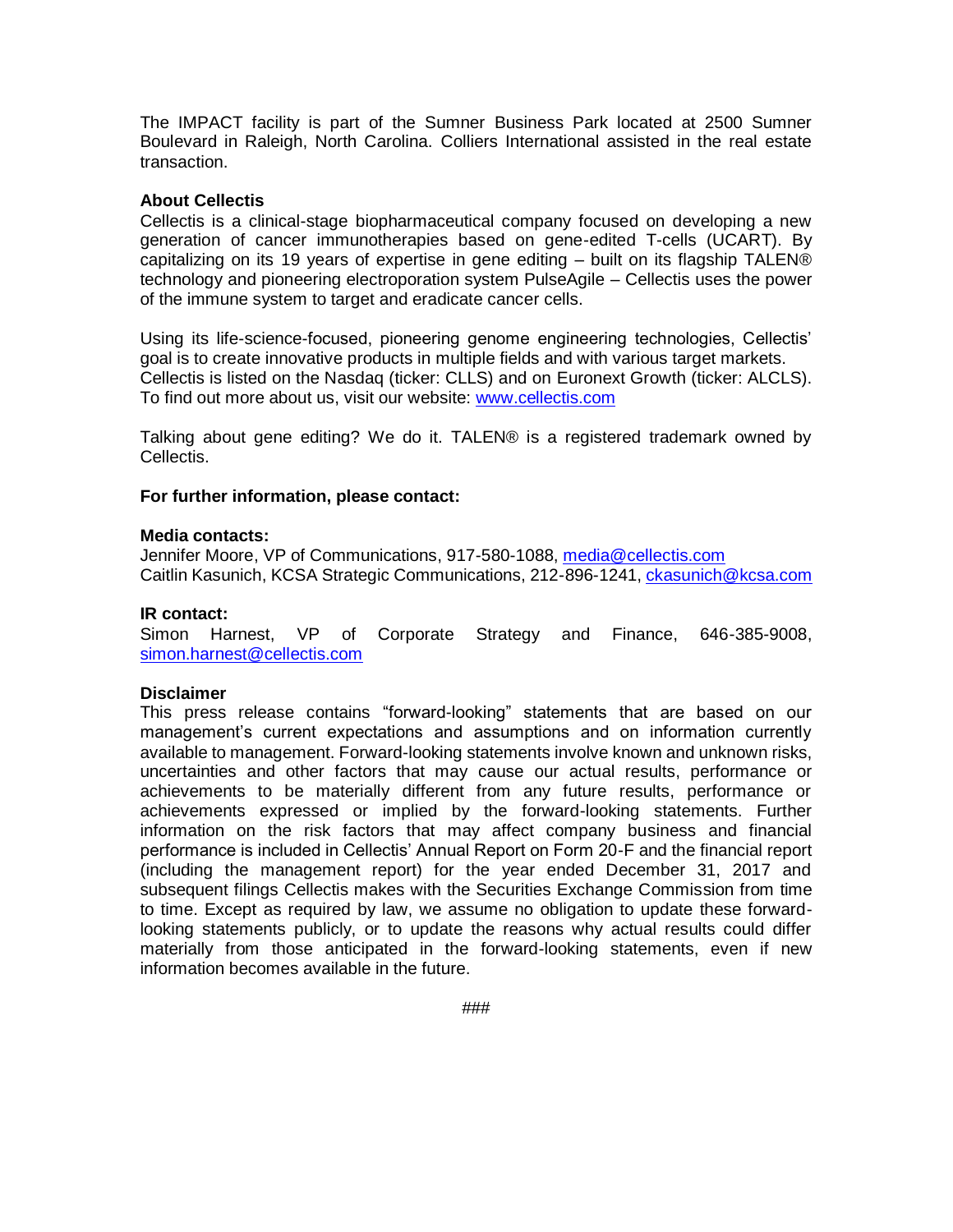The IMPACT facility is part of the Sumner Business Park located at 2500 Sumner Boulevard in Raleigh, North Carolina. Colliers International assisted in the real estate transaction.

**About Cellectis**

Cellectis is a clinical-stage biopharmaceutical company focused on developing a new generation of cancer immunotherapies based on gene-edited T-cells (UCART). By capitalizing on its 19 years of expertise in gene editing – built on its flagship TALEN® technology and pioneering electroporation system PulseAgile – Cellectis uses the power of the immune system to target and eradicate cancer cells.

Using its life-science-focused, pioneering genome engineering technologies, Cellectis' goal is to create innovative products in multiple fields and with various target markets.
Cellectis is listed on the Nasdaq (ticker: CLLS) and on Euronext Growth (ticker: ALCLS).
To find out more about us, visit our website: [www.cellectis.com](www.cellectis.com)

Talking about gene editing? We do it. TALEN® is a registered trademark owned by Cellectis.

**For further information, please contact:**

**Media contacts:**
Jennifer Moore, VP of Communications, 917-580-1088, media@cellectis.com
Caitlin Kasunich, KCSA Strategic Communications, 212-896-1241, ckasunich@kcsa.com

**IR contact:**
Simon Harnest, VP of Corporate Strategy and Finance, 646-385-9008, simon.harnest@cellectis.com

**Disclaimer**

This press release contains "forward-looking" statements that are based on our management's current expectations and assumptions and on information currently available to management. Forward-looking statements involve known and unknown risks, uncertainties and other factors that may cause our actual results, performance or achievements to be materially different from any future results, performance or achievements expressed or implied by the forward-looking statements. Further information on the risk factors that may affect company business and financial performance is included in Cellectis' Annual Report on Form 20-F and the financial report (including the management report) for the year ended December 31, 2017 and subsequent filings Cellectis makes with the Securities Exchange Commission from time to time. Except as required by law, we assume no obligation to update these forward-looking statements publicly, or to update the reasons why actual results could differ materially from those anticipated in the forward-looking statements, even if new information becomes available in the future.

###